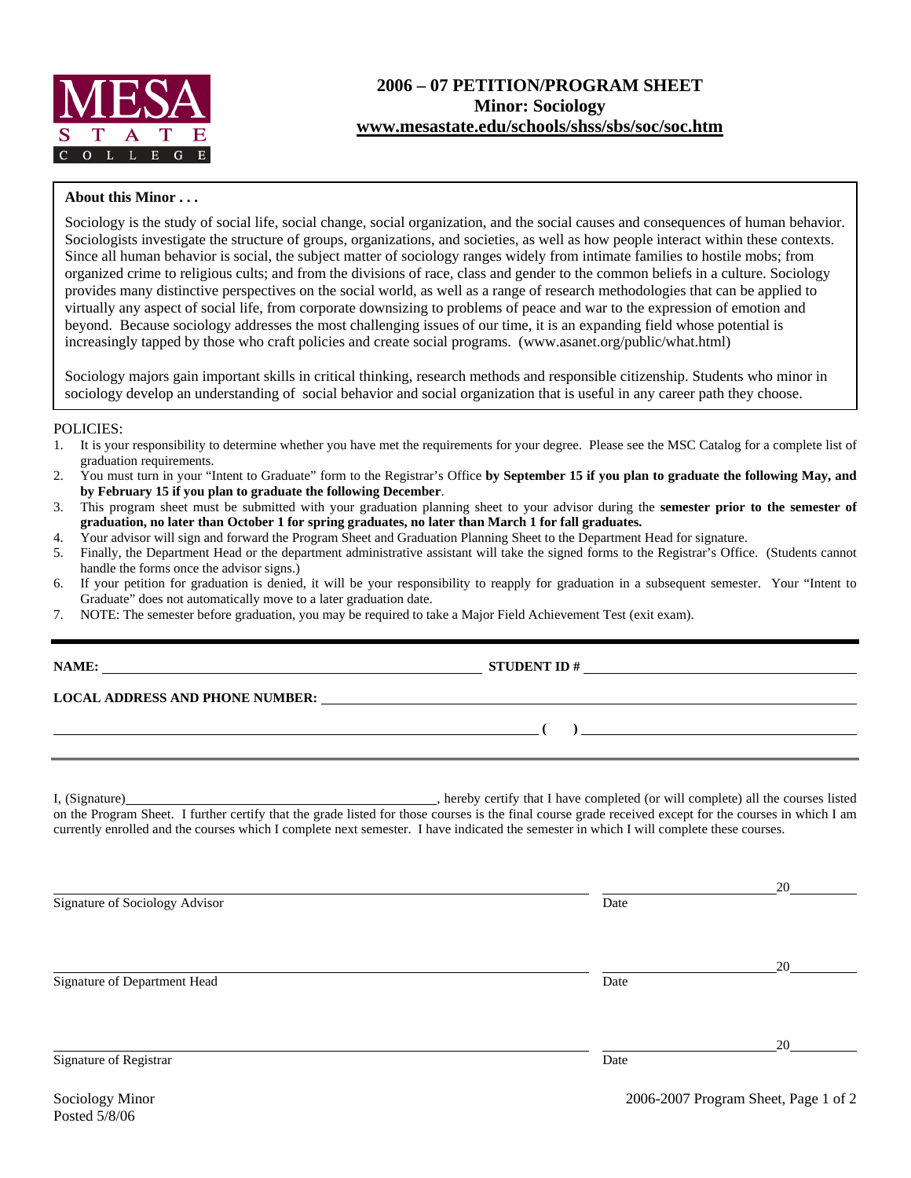MESA STATE COLLEGE

# 2006 – 07 PETITION/PROGRAM SHEET
## Minor: Sociology
## www.mesastate.edu/schools/shss/sbs/soc/soc.htm

**About this Minor . . .**

Sociology is the study of social life, social change, social organization, and the social causes and consequences of human behavior. Sociologists investigate the structure of groups, organizations, and societies, as well as how people interact within these contexts. Since all human behavior is social, the subject matter of sociology ranges widely from intimate families to hostile mobs; from organized crime to religious cults; and from the divisions of race, class and gender to the common beliefs in a culture. Sociology provides many distinctive perspectives on the social world, as well as a range of research methodologies that can be applied to virtually any aspect of social life, from corporate downsizing to problems of peace and war to the expression of emotion and beyond. Because sociology addresses the most challenging issues of our time, it is an expanding field whose potential is increasingly tapped by those who craft policies and create social programs. (www.asanet.org/public/what.html)

Sociology majors gain important skills in critical thinking, research methods and responsible citizenship. Students who minor in sociology develop an understanding of social behavior and social organization that is useful in any career path they choose.

POLICIES:

1. It is your responsibility to determine whether you have met the requirements for your degree. Please see the MSC Catalog for a complete list of graduation requirements.
2. You must turn in your "Intent to Graduate" form to the Registrar's Office **by September 15 if you plan to graduate the following May, and by February 15 if you plan to graduate the following December**.
3. This program sheet must be submitted with your graduation planning sheet to your advisor during the **semester prior to the semester of graduation, no later than October 1 for spring graduates, no later than March 1 for fall graduates.**
4. Your advisor will sign and forward the Program Sheet and Graduation Planning Sheet to the Department Head for signature.
5. Finally, the Department Head or the department administrative assistant will take the signed forms to the Registrar's Office. (Students cannot handle the forms once the advisor signs.)
6. If your petition for graduation is denied, it will be your responsibility to reapply for graduation in a subsequent semester. Your "Intent to Graduate" does not automatically move to a later graduation date.
7. NOTE: The semester before graduation, you may be required to take a Major Field Achievement Test (exit exam).

---

**NAME:** ______________________________ **STUDENT ID #** ______________________________

**LOCAL ADDRESS AND PHONE NUMBER:** ______________________________

______________________________ **(   )** ______________________________

---

I, (Signature)______________________________, hereby certify that I have completed (or will complete) all the courses listed on the Program Sheet. I further certify that the grade listed for those courses is the final course grade received except for the courses in which I am currently enrolled and the courses which I complete next semester. I have indicated the semester in which I will complete these courses.

______________________________ ______________ 20______
Signature of Sociology Advisor Date

______________________________ ______________ 20______
Signature of Department Head Date

______________________________ ______________ 20______
Signature of Registrar Date

Sociology Minor
Posted 5/8/06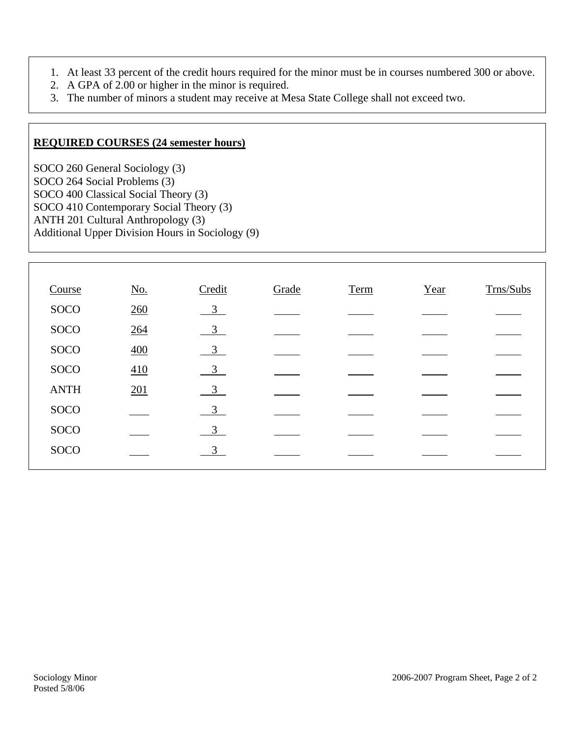1. At least 33 percent of the credit hours required for the minor must be in courses numbered 300 or above.
2. A GPA of 2.00 or higher in the minor is required.
3. The number of minors a student may receive at Mesa State College shall not exceed two.

**REQUIRED COURSES (24 semester hours)**

SOCO 260 General Sociology (3)
SOCO 264 Social Problems (3)
SOCO 400 Classical Social Theory (3)
SOCO 410 Contemporary Social Theory (3)
ANTH 201 Cultural Anthropology (3)
Additional Upper Division Hours in Sociology (9)

| Course | No. | Credit | Grade | Term | Year | Trns/Subs |
|---|---|---|---|---|---|---|
| SOCO | 260 | 3 | | | | |
| SOCO | 264 | 3 | | | | |
| SOCO | 400 | 3 | | | | |
| SOCO | 410 | 3 | | | | |
| ANTH | 201 | 3 | | | | |
| SOCO | | 3 | | | | |
| SOCO | | 3 | | | | |
| SOCO | | 3 | | | | |

Sociology Minor
Posted 5/8/06